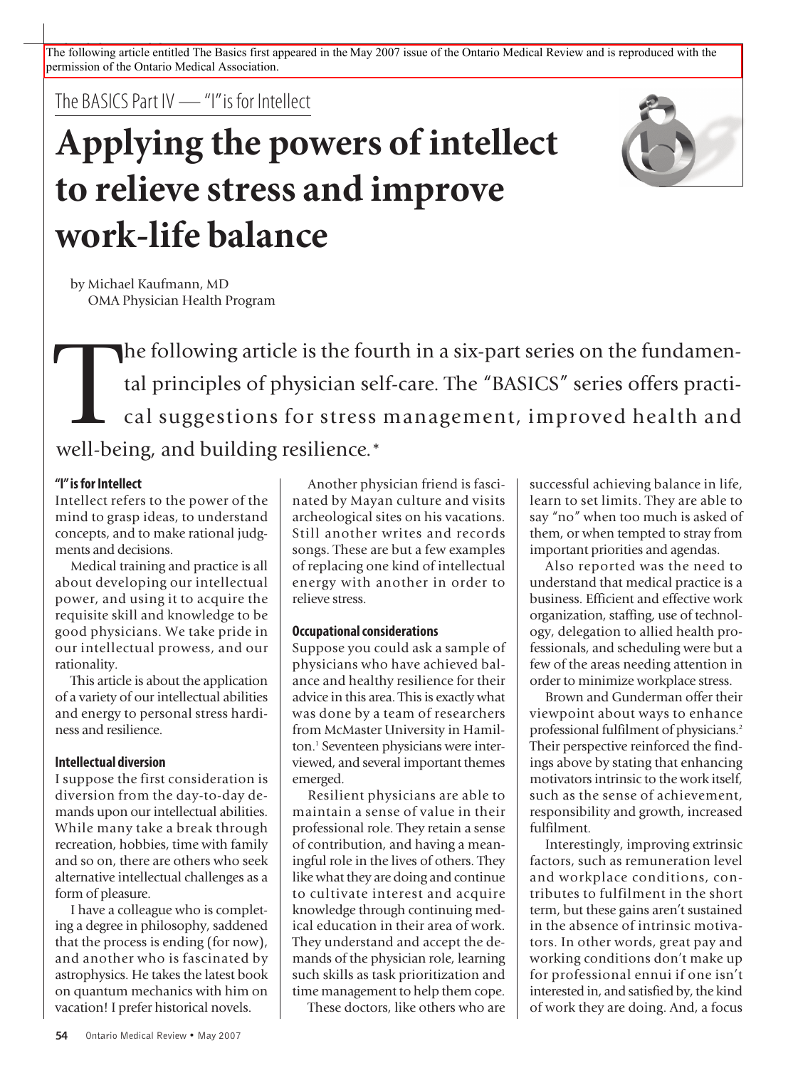The following article entitled The Basics first appeared in the May 2007 issue of the Ontario Medical Review and is reproduced with the permission of the Ontario Medical Association.

The BASICS Part IV — "I" is for Intellect

# Applying the powers of intellect to relieve stress and improve work-life balance

by Michael Kaufmann, MD
OMA Physician Health Program

The following article is the fourth in a six-part series on the fundamental principles of physician self-care. The "BASICS" series offers practical suggestions for stress management, improved health and well-being, and building resilience.*

### "I" is for Intellect

Intellect refers to the power of the mind to grasp ideas, to understand concepts, and to make rational judgments and decisions.

Medical training and practice is all about developing our intellectual power, and using it to acquire the requisite skill and knowledge to be good physicians. We take pride in our intellectual prowess, and our rationality.

This article is about the application of a variety of our intellectual abilities and energy to personal stress hardiness and resilience.

### Intellectual diversion

I suppose the first consideration is diversion from the day-to-day demands upon our intellectual abilities. While many take a break through recreation, hobbies, time with family and so on, there are others who seek alternative intellectual challenges as a form of pleasure.

I have a colleague who is completing a degree in philosophy, saddened that the process is ending (for now), and another who is fascinated by astrophysics. He takes the latest book on quantum mechanics with him on vacation! I prefer historical novels.

Another physician friend is fascinated by Mayan culture and visits archeological sites on his vacations. Still another writes and records songs. These are but a few examples of replacing one kind of intellectual energy with another in order to relieve stress.

### Occupational considerations

Suppose you could ask a sample of physicians who have achieved balance and healthy resilience for their advice in this area. This is exactly what was done by a team of researchers from McMaster University in Hamilton.[1] Seventeen physicians were interviewed, and several important themes emerged.

Resilient physicians are able to maintain a sense of value in their professional role. They retain a sense of contribution, and having a meaningful role in the lives of others. They like what they are doing and continue to cultivate interest and acquire knowledge through continuing medical education in their area of work. They understand and accept the demands of the physician role, learning such skills as task prioritization and time management to help them cope.

These doctors, like others who are successful achieving balance in life, learn to set limits. They are able to say "no" when too much is asked of them, or when tempted to stray from important priorities and agendas.

Also reported was the need to understand that medical practice is a business. Efficient and effective work organization, staffing, use of technology, delegation to allied health professionals, and scheduling were but a few of the areas needing attention in order to minimize workplace stress.

Brown and Gunderman offer their viewpoint about ways to enhance professional fulfilment of physicians.[2] Their perspective reinforced the findings above by stating that enhancing motivators intrinsic to the work itself, such as the sense of achievement, responsibility and growth, increased fulfilment.

Interestingly, improving extrinsic factors, such as remuneration level and workplace conditions, contributes to fulfilment in the short term, but these gains aren't sustained in the absence of intrinsic motivators. In other words, great pay and working conditions don't make up for professional ennui if one isn't interested in, and satisfied by, the kind of work they are doing. And, a focus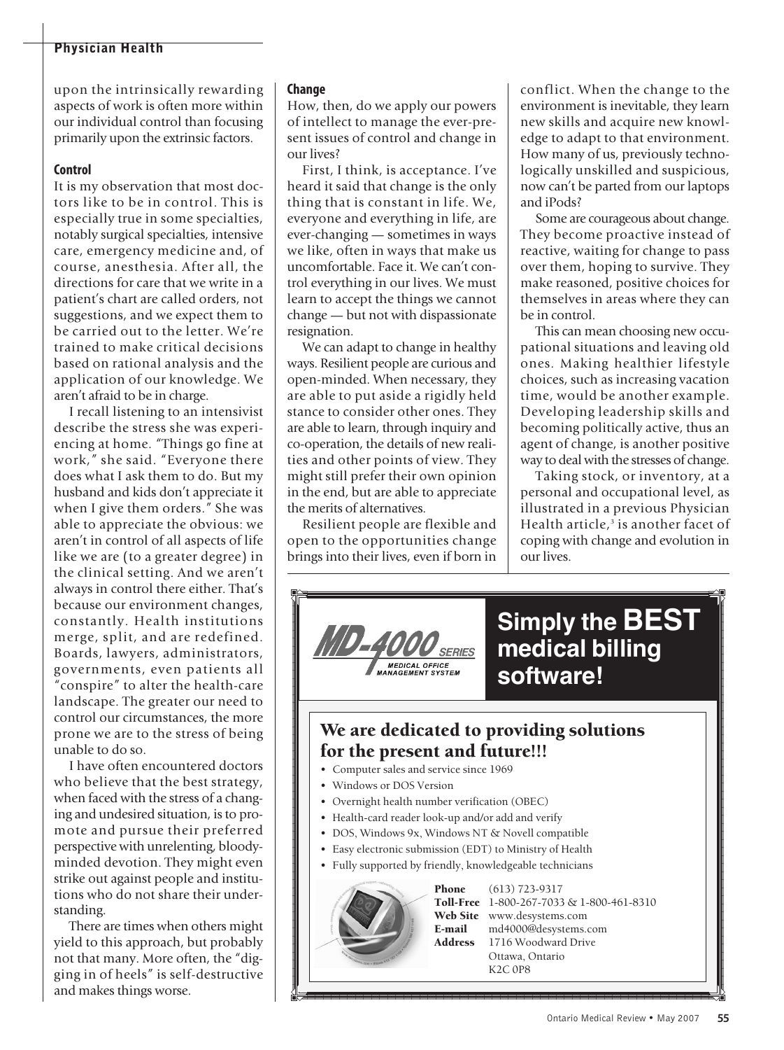upon the intrinsically rewarding aspects of work is often more within our individual control than focusing primarily upon the extrinsic factors.

### Control

It is my observation that most doctors like to be in control. This is especially true in some specialties, notably surgical specialties, intensive care, emergency medicine and, of course, anesthesia. After all, the directions for care that we write in a patient's chart are called orders, not suggestions, and we expect them to be carried out to the letter. We're trained to make critical decisions based on rational analysis and the application of our knowledge. We aren't afraid to be in charge.

I recall listening to an intensivist describe the stress she was experiencing at home. "Things go fine at work," she said. "Everyone there does what I ask them to do. But my husband and kids don't appreciate it when I give them orders." She was able to appreciate the obvious: we aren't in control of all aspects of life like we are (to a greater degree) in the clinical setting. And we aren't always in control there either. That's because our environment changes, constantly. Health institutions merge, split, and are redefined. Boards, lawyers, administrators, governments, even patients all "conspire" to alter the health-care landscape. The greater our need to control our circumstances, the more prone we are to the stress of being unable to do so.

I have often encountered doctors who believe that the best strategy, when faced with the stress of a changing and undesired situation, is to promote and pursue their preferred perspective with unrelenting, bloody-minded devotion. They might even strike out against people and institutions who do not share their understanding.

There are times when others might yield to this approach, but probably not that many. More often, the "digging in of heels" is self-destructive and makes things worse.

### Change

How, then, do we apply our powers of intellect to manage the ever-present issues of control and change in our lives?

First, I think, is acceptance. I've heard it said that change is the only thing that is constant in life. We, everyone and everything in life, are ever-changing — sometimes in ways we like, often in ways that make us uncomfortable. Face it. We can't control everything in our lives. We must learn to accept the things we cannot change — but not with dispassionate resignation.

We can adapt to change in healthy ways. Resilient people are curious and open-minded. When necessary, they are able to put aside a rigidly held stance to consider other ones. They are able to learn, through inquiry and co-operation, the details of new realities and other points of view. They might still prefer their own opinion in the end, but are able to appreciate the merits of alternatives.

Resilient people are flexible and open to the opportunities change brings into their lives, even if born in conflict. When the change to the environment is inevitable, they learn new skills and acquire new knowledge to adapt to that environment. How many of us, previously technologically unskilled and suspicious, now can't be parted from our laptops and iPods?

Some are courageous about change. They become proactive instead of reactive, waiting for change to pass over them, hoping to survive. They make reasoned, positive choices for themselves in areas where they can be in control.

This can mean choosing new occupational situations and leaving old ones. Making healthier lifestyle choices, such as increasing vacation time, would be another example. Developing leadership skills and becoming politically active, thus an agent of change, is another positive way to deal with the stresses of change.

Taking stock, or inventory, at a personal and occupational level, as illustrated in a previous Physician Health article,[3] is another facet of coping with change and evolution in our lives.

---

**MD-4000 SERIES** MEDICAL OFFICE MANAGEMENT SYSTEM

**Simply the BEST medical billing software!**

**We are dedicated to providing solutions for the present and future!!!**

- Computer sales and service since 1969
- Windows or DOS Version
- Overnight health number verification (OBEC)
- Health-card reader look-up and/or add and verify
- DOS, Windows 9x, Windows NT & Novell compatible
- Easy electronic submission (EDT) to Ministry of Health
- Fully supported by friendly, knowledgeable technicians

**Phone** (613) 723-9317
**Toll-Free** 1-800-267-7033 & 1-800-461-8310
**Web Site** www.desystems.com
**E-mail** md4000@desystems.com
**Address** 1716 Woodward Drive
Ottawa, Ontario
K2C 0P8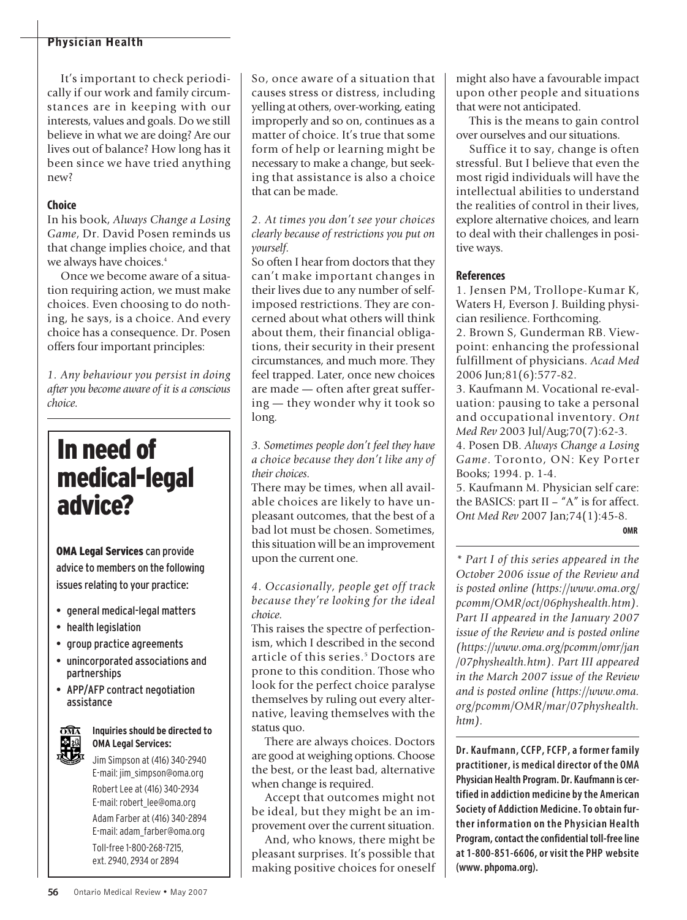It's important to check periodically if our work and family circumstances are in keeping with our interests, values and goals. Do we still believe in what we are doing? Are our lives out of balance? How long has it been since we have tried anything new?

### Choice

In his book, *Always Change a Losing Game*, Dr. David Posen reminds us that change implies choice, and that we always have choices.[4]

Once we become aware of a situation requiring action, we must make choices. Even choosing to do nothing, he says, is a choice. And every choice has a consequence. Dr. Posen offers four important principles:

*1. Any behaviour you persist in doing after you become aware of it is a conscious choice.*

So, once aware of a situation that causes stress or distress, including yelling at others, over-working, eating improperly and so on, continues as a matter of choice. It's true that some form of help or learning might be necessary to make a change, but seeking that assistance is also a choice that can be made.

*2. At times you don't see your choices clearly because of restrictions you put on yourself.*

So often I hear from doctors that they can't make important changes in their lives due to any number of self-imposed restrictions. They are concerned about what others will think about them, their financial obligations, their security in their present circumstances, and much more. They feel trapped. Later, once new choices are made — often after great suffering — they wonder why it took so long.

*3. Sometimes people don't feel they have a choice because they don't like any of their choices.*

There may be times, when all available choices are likely to have unpleasant outcomes, that the best of a bad lot must be chosen. Sometimes, this situation will be an improvement upon the current one.

*4. Occasionally, people get off track because they're looking for the ideal choice.*

This raises the spectre of perfectionism, which I described in the second article of this series.[5] Doctors are prone to this condition. Those who look for the perfect choice paralyse themselves by ruling out every alternative, leaving themselves with the status quo.

There are always choices. Doctors are good at weighing options. Choose the best, or the least bad, alternative when change is required.

Accept that outcomes might not be ideal, but they might be an improvement over the current situation.

And, who knows, there might be pleasant surprises. It's possible that making positive choices for oneself might also have a favourable impact upon other people and situations that were not anticipated.

This is the means to gain control over ourselves and our situations.

Suffice it to say, change is often stressful. But I believe that even the most rigid individuals will have the intellectual abilities to understand the realities of control in their lives, explore alternative choices, and learn to deal with their challenges in positive ways.

### References

1. Jensen PM, Trollope-Kumar K, Waters H, Everson J. Building physician resilience. Forthcoming.
2. Brown S, Gunderman RB. Viewpoint: enhancing the professional fulfillment of physicians. *Acad Med* 2006 Jun;81(6):577-82.
3. Kaufmann M. Vocational re-evaluation: pausing to take a personal and occupational inventory. *Ont Med Rev* 2003 Jul/Aug;70(7):62-3.
4. Posen DB. *Always Change a Losing Game*. Toronto, ON: Key Porter Books; 1994. p. 1-4.
5. Kaufmann M. Physician self care: the BASICS: part II – "A" is for affect. *Ont Med Rev* 2007 Jan;74(1):45-8.

OMR

*\* Part I of this series appeared in the October 2006 issue of the Review and is posted online (https://www.oma.org/pcomm/OMR/oct/06physhealth.htm). Part II appeared in the January 2007 issue of the Review and is posted online (https://www.oma.org/pcomm/omr/jan/07physhealth.htm). Part III appeared in the March 2007 issue of the Review and is posted online (https://www.oma.org/pcomm/OMR/mar/07physhealth.htm).*

**Dr. Kaufmann, CCFP, FCFP, a former family practitioner, is medical director of the OMA Physician Health Program. Dr. Kaufmann is certified in addiction medicine by the American Society of Addiction Medicine. To obtain further information on the Physician Health Program, contact the confidential toll-free line at 1-800-851-6606, or visit the PHP website (www. phpoma.org).**

---

# In need of medical-legal advice?

**OMA Legal Services** can provide advice to members on the following issues relating to your practice:

- general medical-legal matters
- health legislation
- group practice agreements
- unincorporated associations and partnerships
- APP/AFP contract negotiation assistance

**Inquiries should be directed to OMA Legal Services:**

Jim Simpson at (416) 340-2940
E-mail: jim_simpson@oma.org

Robert Lee at (416) 340-2934
E-mail: robert_lee@oma.org

Adam Farber at (416) 340-2894
E-mail: adam_farber@oma.org

Toll-free 1-800-268-7215, ext. 2940, 2934 or 2894